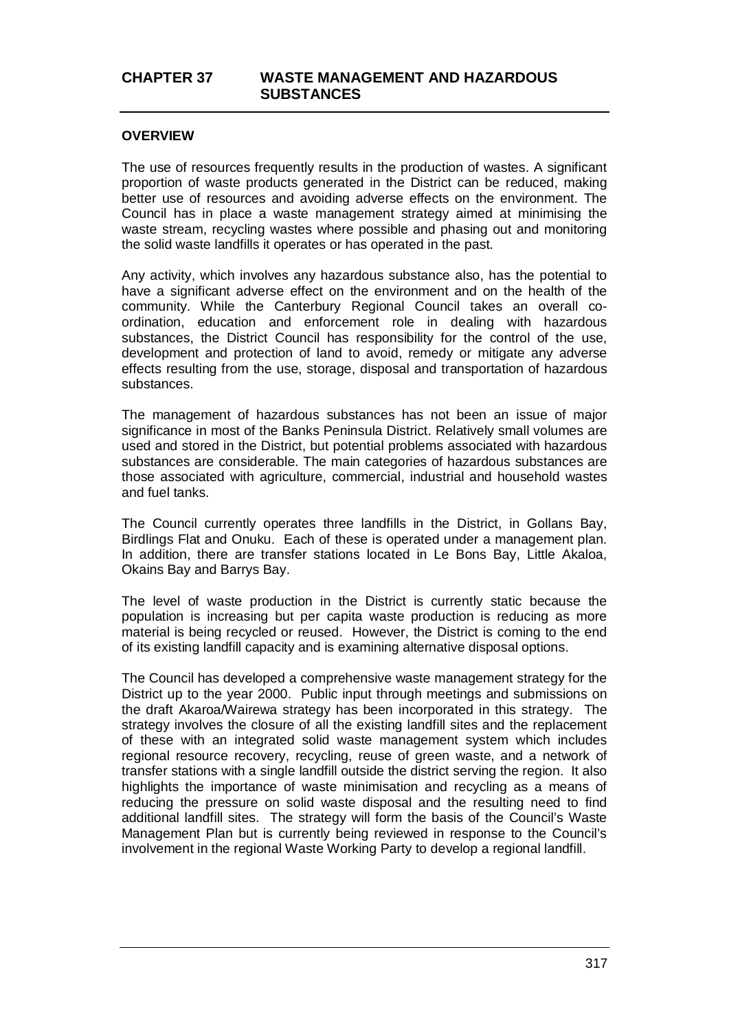# CHAPTER 37 WASTE MANAGEMENT AND HAZARDOUS SUBSTANCES

## OVERVIEW

The use of resources frequently results in the production of wastes. A significant proportion of waste products generated in the District can be reduced, making better use of resources and avoiding adverse effects on the environment. The Council has in place a waste management strategy aimed at minimising the waste stream, recycling wastes where possible and phasing out and monitoring the solid waste landfills it operates or has operated in the past.

Any activity, which involves any hazardous substance also, has the potential to have a significant adverse effect on the environment and on the health of the community. While the Canterbury Regional Council takes an overall co-ordination, education and enforcement role in dealing with hazardous substances, the District Council has responsibility for the control of the use, development and protection of land to avoid, remedy or mitigate any adverse effects resulting from the use, storage, disposal and transportation of hazardous substances.

The management of hazardous substances has not been an issue of major significance in most of the Banks Peninsula District. Relatively small volumes are used and stored in the District, but potential problems associated with hazardous substances are considerable. The main categories of hazardous substances are those associated with agriculture, commercial, industrial and household wastes and fuel tanks.

The Council currently operates three landfills in the District, in Gollans Bay, Birdlings Flat and Onuku. Each of these is operated under a management plan. In addition, there are transfer stations located in Le Bons Bay, Little Akaloa, Okains Bay and Barrys Bay.

The level of waste production in the District is currently static because the population is increasing but per capita waste production is reducing as more material is being recycled or reused. However, the District is coming to the end of its existing landfill capacity and is examining alternative disposal options.

The Council has developed a comprehensive waste management strategy for the District up to the year 2000. Public input through meetings and submissions on the draft Akaroa/Wairewa strategy has been incorporated in this strategy. The strategy involves the closure of all the existing landfill sites and the replacement of these with an integrated solid waste management system which includes regional resource recovery, recycling, reuse of green waste, and a network of transfer stations with a single landfill outside the district serving the region. It also highlights the importance of waste minimisation and recycling as a means of reducing the pressure on solid waste disposal and the resulting need to find additional landfill sites. The strategy will form the basis of the Council's Waste Management Plan but is currently being reviewed in response to the Council's involvement in the regional Waste Working Party to develop a regional landfill.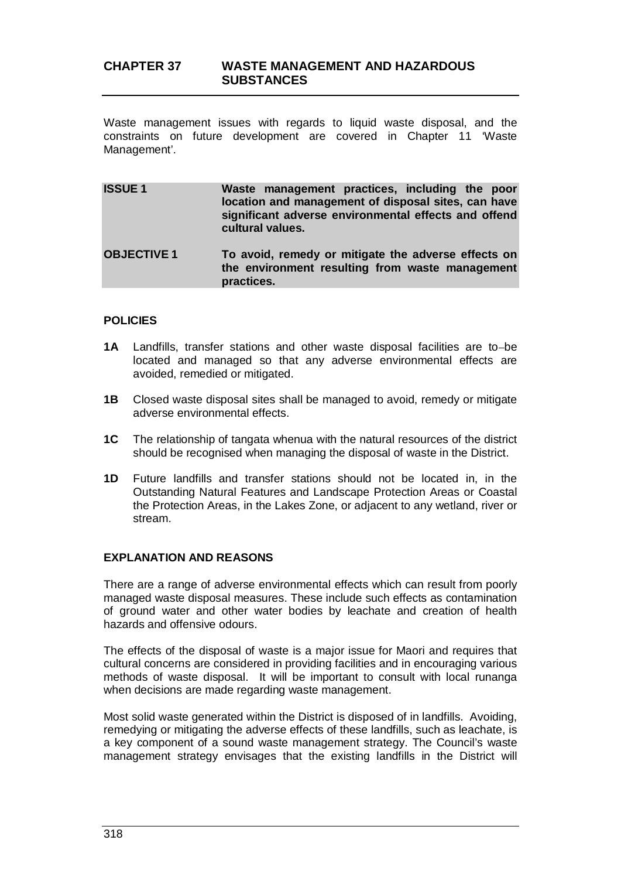# CHAPTER 37 WASTE MANAGEMENT AND HAZARDOUS SUBSTANCES

Waste management issues with regards to liquid waste disposal, and the constraints on future development are covered in Chapter 11 'Waste Management'.

| | |
|---|---|
| **ISSUE 1** | **Waste management practices, including the poor location and management of disposal sites, can have significant adverse environmental effects and offend cultural values.** |
| **OBJECTIVE 1** | **To avoid, remedy or mitigate the adverse effects on the environment resulting from waste management practices.** |

### POLICIES

**1A** Landfills, transfer stations and other waste disposal facilities are to be located and managed so that any adverse environmental effects are avoided, remedied or mitigated.

**1B** Closed waste disposal sites shall be managed to avoid, remedy or mitigate adverse environmental effects.

**1C** The relationship of tangata whenua with the natural resources of the district should be recognised when managing the disposal of waste in the District.

**1D** Future landfills and transfer stations should not be located in, in the Outstanding Natural Features and Landscape Protection Areas or Coastal the Protection Areas, in the Lakes Zone, or adjacent to any wetland, river or stream.

### EXPLANATION AND REASONS

There are a range of adverse environmental effects which can result from poorly managed waste disposal measures. These include such effects as contamination of ground water and other water bodies by leachate and creation of health hazards and offensive odours.

The effects of the disposal of waste is a major issue for Maori and requires that cultural concerns are considered in providing facilities and in encouraging various methods of waste disposal. It will be important to consult with local runanga when decisions are made regarding waste management.

Most solid waste generated within the District is disposed of in landfills. Avoiding, remedying or mitigating the adverse effects of these landfills, such as leachate, is a key component of a sound waste management strategy. The Council's waste management strategy envisages that the existing landfills in the District will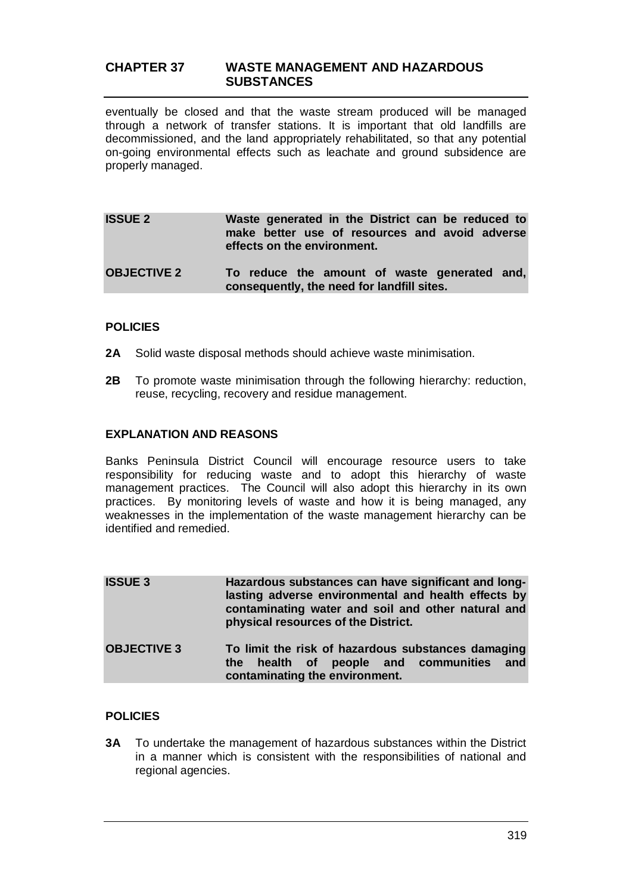eventually be closed and that the waste stream produced will be managed through a network of transfer stations. It is important that old landfills are decommissioned, and the land appropriately rehabilitated, so that any potential on-going environmental effects such as leachate and ground subsidence are properly managed.

| **ISSUE 2** | **Waste generated in the District can be reduced to make better use of resources and avoid adverse effects on the environment.** |
|---|---|
| **OBJECTIVE 2** | **To reduce the amount of waste generated and, consequently, the need for landfill sites.** |

### POLICIES

**2A** Solid waste disposal methods should achieve waste minimisation.

**2B** To promote waste minimisation through the following hierarchy: reduction, reuse, recycling, recovery and residue management.

### EXPLANATION AND REASONS

Banks Peninsula District Council will encourage resource users to take responsibility for reducing waste and to adopt this hierarchy of waste management practices. The Council will also adopt this hierarchy in its own practices. By monitoring levels of waste and how it is being managed, any weaknesses in the implementation of the waste management hierarchy can be identified and remedied.

| **ISSUE 3** | **Hazardous substances can have significant and long-lasting adverse environmental and health effects by contaminating water and soil and other natural and physical resources of the District.** |
|---|---|
| **OBJECTIVE 3** | **To limit the risk of hazardous substances damaging the health of people and communities and contaminating the environment.** |

### POLICIES

**3A** To undertake the management of hazardous substances within the District in a manner which is consistent with the responsibilities of national and regional agencies.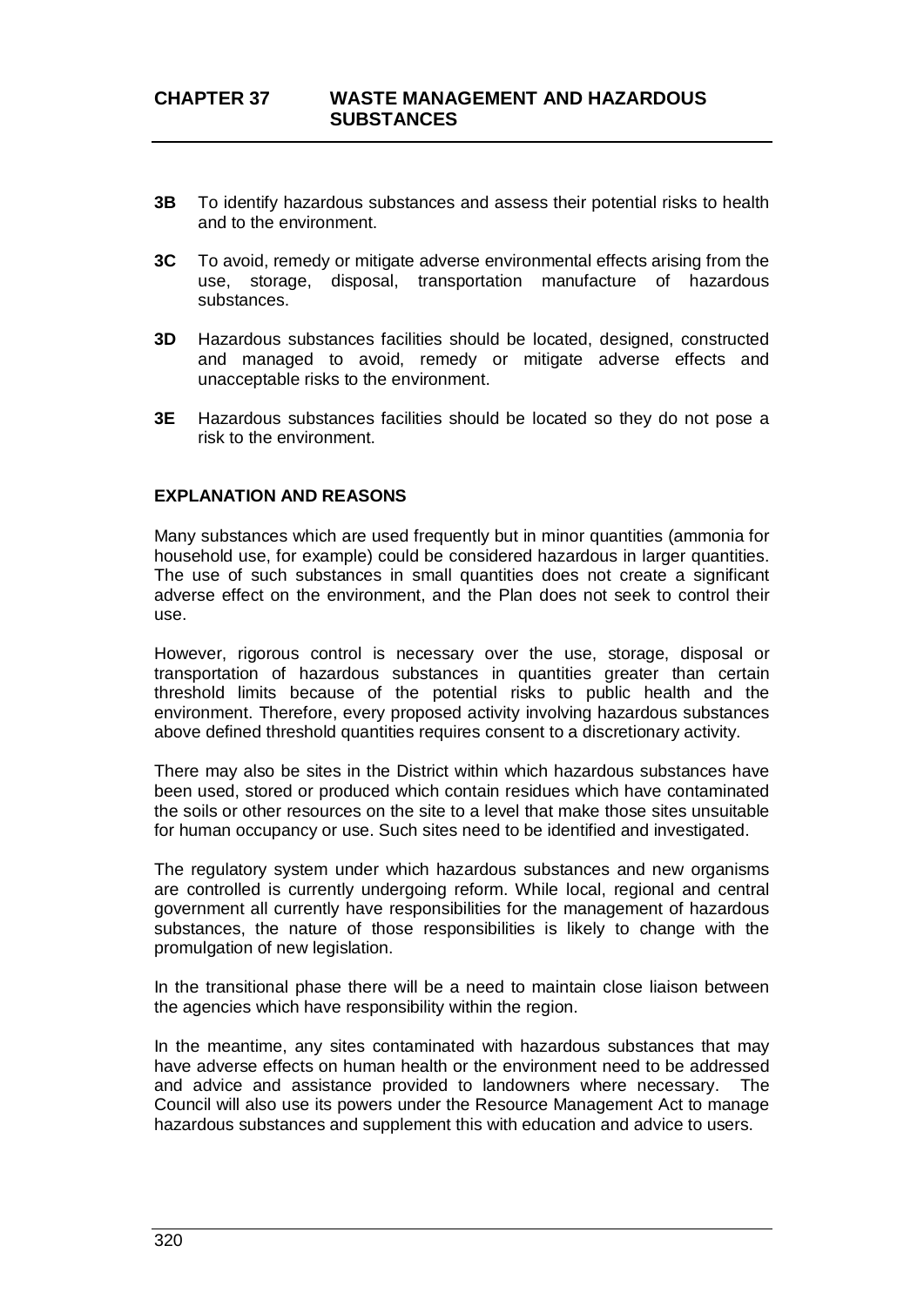**3B** To identify hazardous substances and assess their potential risks to health and to the environment.

**3C** To avoid, remedy or mitigate adverse environmental effects arising from the use, storage, disposal, transportation manufacture of hazardous substances.

**3D** Hazardous substances facilities should be located, designed, constructed and managed to avoid, remedy or mitigate adverse effects and unacceptable risks to the environment.

**3E** Hazardous substances facilities should be located so they do not pose a risk to the environment.

**EXPLANATION AND REASONS**

Many substances which are used frequently but in minor quantities (ammonia for household use, for example) could be considered hazardous in larger quantities. The use of such substances in small quantities does not create a significant adverse effect on the environment, and the Plan does not seek to control their use.

However, rigorous control is necessary over the use, storage, disposal or transportation of hazardous substances in quantities greater than certain threshold limits because of the potential risks to public health and the environment. Therefore, every proposed activity involving hazardous substances above defined threshold quantities requires consent to a discretionary activity.

There may also be sites in the District within which hazardous substances have been used, stored or produced which contain residues which have contaminated the soils or other resources on the site to a level that make those sites unsuitable for human occupancy or use. Such sites need to be identified and investigated.

The regulatory system under which hazardous substances and new organisms are controlled is currently undergoing reform. While local, regional and central government all currently have responsibilities for the management of hazardous substances, the nature of those responsibilities is likely to change with the promulgation of new legislation.

In the transitional phase there will be a need to maintain close liaison between the agencies which have responsibility within the region.

In the meantime, any sites contaminated with hazardous substances that may have adverse effects on human health or the environment need to be addressed and advice and assistance provided to landowners where necessary. The Council will also use its powers under the Resource Management Act to manage hazardous substances and supplement this with education and advice to users.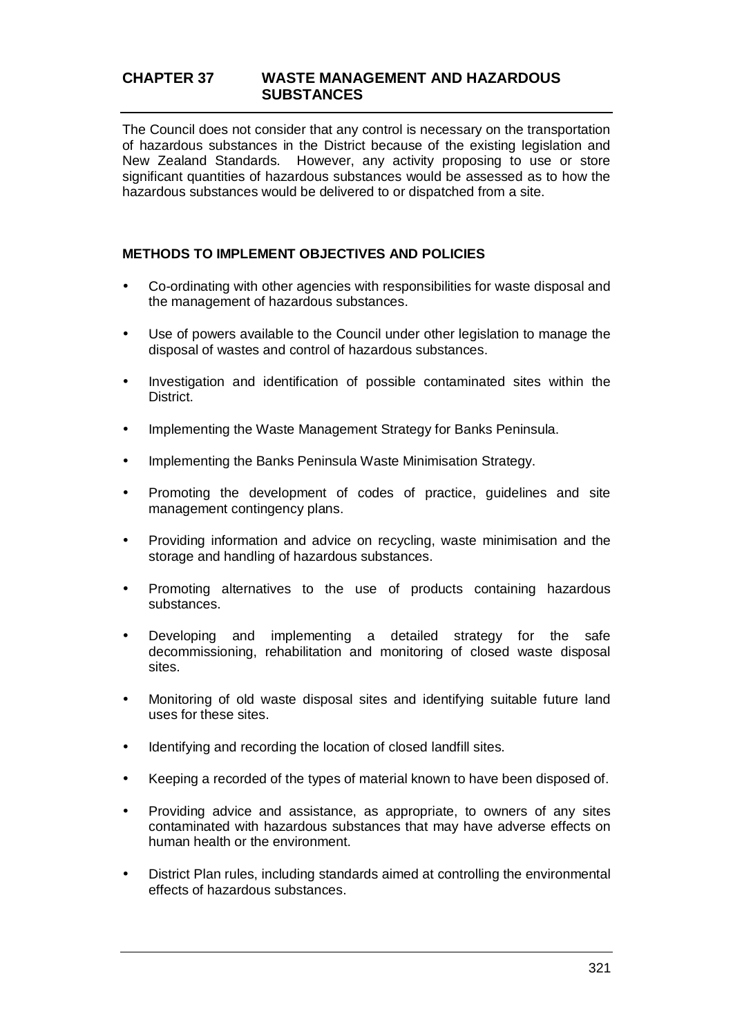# CHAPTER 37 WASTE MANAGEMENT AND HAZARDOUS SUBSTANCES

The Council does not consider that any control is necessary on the transportation of hazardous substances in the District because of the existing legislation and New Zealand Standards. However, any activity proposing to use or store significant quantities of hazardous substances would be assessed as to how the hazardous substances would be delivered to or dispatched from a site.

## METHODS TO IMPLEMENT OBJECTIVES AND POLICIES

- Co-ordinating with other agencies with responsibilities for waste disposal and the management of hazardous substances.
- Use of powers available to the Council under other legislation to manage the disposal of wastes and control of hazardous substances.
- Investigation and identification of possible contaminated sites within the District.
- Implementing the Waste Management Strategy for Banks Peninsula.
- Implementing the Banks Peninsula Waste Minimisation Strategy.
- Promoting the development of codes of practice, guidelines and site management contingency plans.
- Providing information and advice on recycling, waste minimisation and the storage and handling of hazardous substances.
- Promoting alternatives to the use of products containing hazardous substances.
- Developing and implementing a detailed strategy for the safe decommissioning, rehabilitation and monitoring of closed waste disposal sites.
- Monitoring of old waste disposal sites and identifying suitable future land uses for these sites.
- Identifying and recording the location of closed landfill sites.
- Keeping a recorded of the types of material known to have been disposed of.
- Providing advice and assistance, as appropriate, to owners of any sites contaminated with hazardous substances that may have adverse effects on human health or the environment.
- District Plan rules, including standards aimed at controlling the environmental effects of hazardous substances.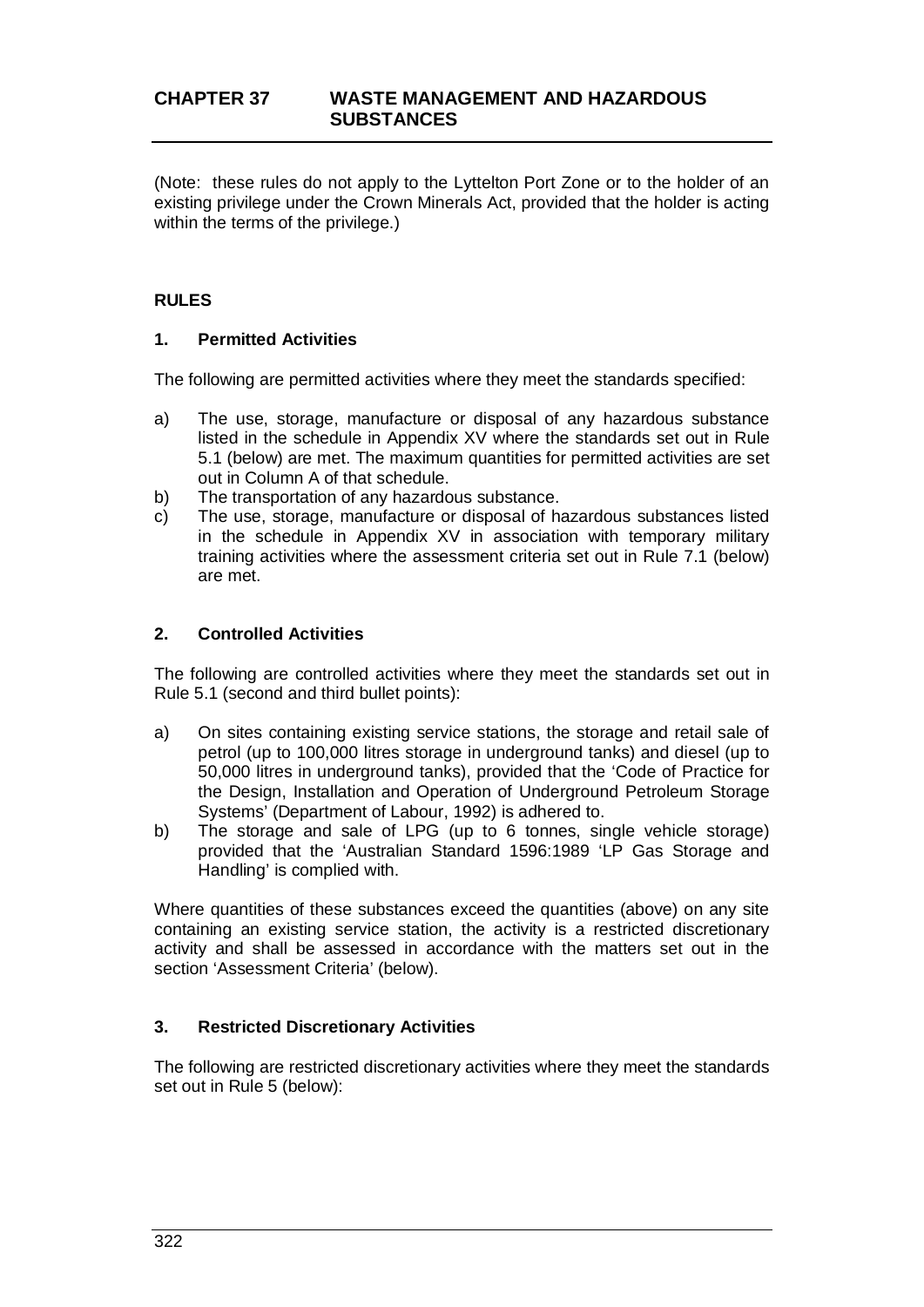# CHAPTER 37 WASTE MANAGEMENT AND HAZARDOUS SUBSTANCES

(Note: these rules do not apply to the Lyttelton Port Zone or to the holder of an existing privilege under the Crown Minerals Act, provided that the holder is acting within the terms of the privilege.)

## RULES

### 1. Permitted Activities

The following are permitted activities where they meet the standards specified:

a) The use, storage, manufacture or disposal of any hazardous substance listed in the schedule in Appendix XV where the standards set out in Rule 5.1 (below) are met. The maximum quantities for permitted activities are set out in Column A of that schedule.
b) The transportation of any hazardous substance.
c) The use, storage, manufacture or disposal of hazardous substances listed in the schedule in Appendix XV in association with temporary military training activities where the assessment criteria set out in Rule 7.1 (below) are met.

### 2. Controlled Activities

The following are controlled activities where they meet the standards set out in Rule 5.1 (second and third bullet points):

a) On sites containing existing service stations, the storage and retail sale of petrol (up to 100,000 litres storage in underground tanks) and diesel (up to 50,000 litres in underground tanks), provided that the 'Code of Practice for the Design, Installation and Operation of Underground Petroleum Storage Systems' (Department of Labour, 1992) is adhered to.
b) The storage and sale of LPG (up to 6 tonnes, single vehicle storage) provided that the 'Australian Standard 1596:1989 'LP Gas Storage and Handling' is complied with.

Where quantities of these substances exceed the quantities (above) on any site containing an existing service station, the activity is a restricted discretionary activity and shall be assessed in accordance with the matters set out in the section 'Assessment Criteria' (below).

### 3. Restricted Discretionary Activities

The following are restricted discretionary activities where they meet the standards set out in Rule 5 (below):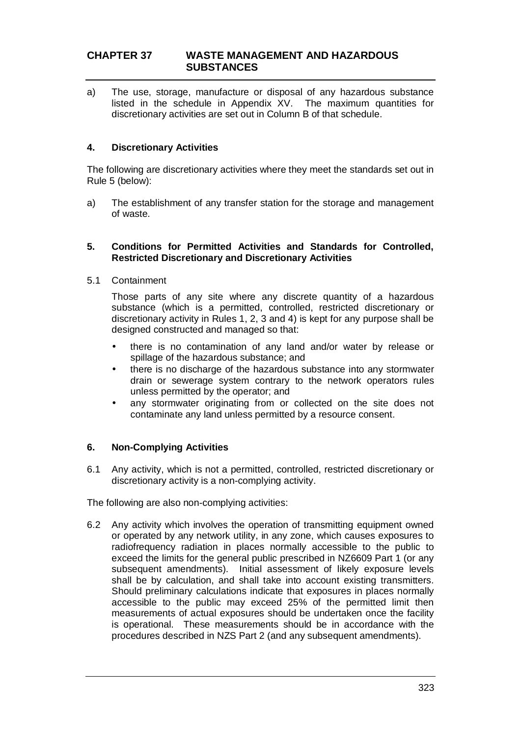# CHAPTER 37 WASTE MANAGEMENT AND HAZARDOUS SUBSTANCES

a) The use, storage, manufacture or disposal of any hazardous substance listed in the schedule in Appendix XV. The maximum quantities for discretionary activities are set out in Column B of that schedule.

### 4. Discretionary Activities

The following are discretionary activities where they meet the standards set out in Rule 5 (below):

a) The establishment of any transfer station for the storage and management of waste.

### 5. Conditions for Permitted Activities and Standards for Controlled, Restricted Discretionary and Discretionary Activities

5.1 Containment

Those parts of any site where any discrete quantity of a hazardous substance (which is a permitted, controlled, restricted discretionary or discretionary activity in Rules 1, 2, 3 and 4) is kept for any purpose shall be designed constructed and managed so that:

- there is no contamination of any land and/or water by release or spillage of the hazardous substance; and
- there is no discharge of the hazardous substance into any stormwater drain or sewerage system contrary to the network operators rules unless permitted by the operator; and
- any stormwater originating from or collected on the site does not contaminate any land unless permitted by a resource consent.

### 6. Non-Complying Activities

6.1 Any activity, which is not a permitted, controlled, restricted discretionary or discretionary activity is a non-complying activity.

The following are also non-complying activities:

6.2 Any activity which involves the operation of transmitting equipment owned or operated by any network utility, in any zone, which causes exposures to radiofrequency radiation in places normally accessible to the public to exceed the limits for the general public prescribed in NZ6609 Part 1 (or any subsequent amendments). Initial assessment of likely exposure levels shall be by calculation, and shall take into account existing transmitters. Should preliminary calculations indicate that exposures in places normally accessible to the public may exceed 25% of the permitted limit then measurements of actual exposures should be undertaken once the facility is operational. These measurements should be in accordance with the procedures described in NZS Part 2 (and any subsequent amendments).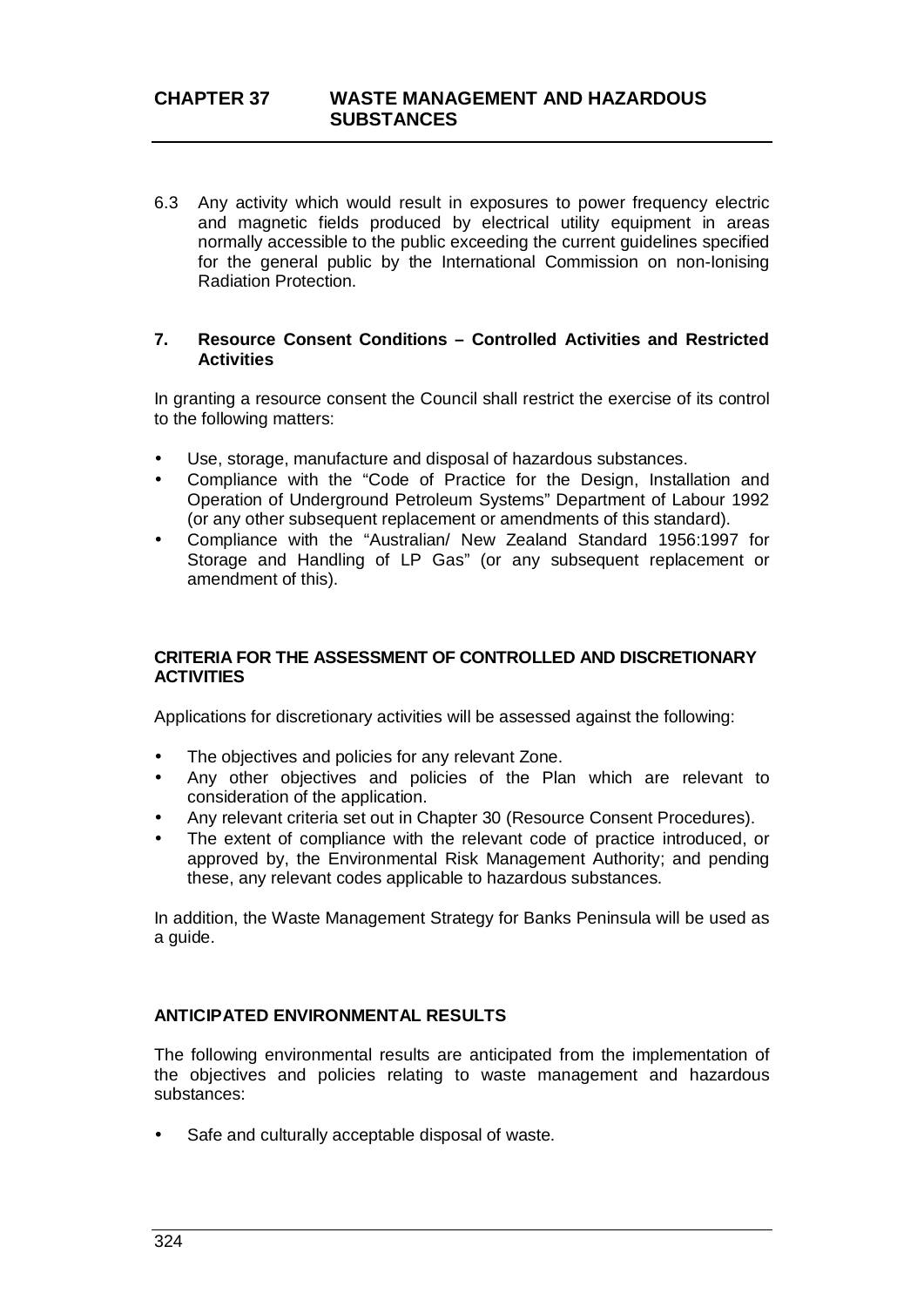6.3 Any activity which would result in exposures to power frequency electric and magnetic fields produced by electrical utility equipment in areas normally accessible to the public exceeding the current guidelines specified for the general public by the International Commission on non-Ionising Radiation Protection.

## 7. Resource Consent Conditions – Controlled Activities and Restricted Activities

In granting a resource consent the Council shall restrict the exercise of its control to the following matters:

- Use, storage, manufacture and disposal of hazardous substances.
- Compliance with the "Code of Practice for the Design, Installation and Operation of Underground Petroleum Systems" Department of Labour 1992 (or any other subsequent replacement or amendments of this standard).
- Compliance with the "Australian/ New Zealand Standard 1956:1997 for Storage and Handling of LP Gas" (or any subsequent replacement or amendment of this).

## CRITERIA FOR THE ASSESSMENT OF CONTROLLED AND DISCRETIONARY ACTIVITIES

Applications for discretionary activities will be assessed against the following:

- The objectives and policies for any relevant Zone.
- Any other objectives and policies of the Plan which are relevant to consideration of the application.
- Any relevant criteria set out in Chapter 30 (Resource Consent Procedures).
- The extent of compliance with the relevant code of practice introduced, or approved by, the Environmental Risk Management Authority; and pending these, any relevant codes applicable to hazardous substances.

In addition, the Waste Management Strategy for Banks Peninsula will be used as a guide.

## ANTICIPATED ENVIRONMENTAL RESULTS

The following environmental results are anticipated from the implementation of the objectives and policies relating to waste management and hazardous substances:

- Safe and culturally acceptable disposal of waste.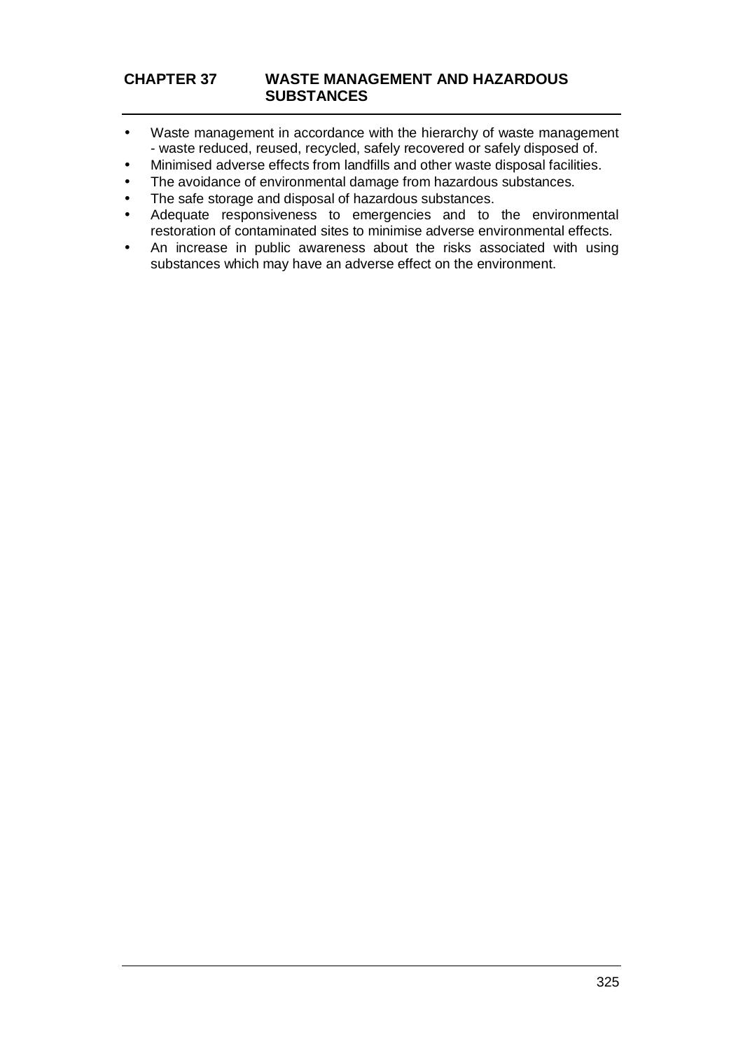## CHAPTER 37 WASTE MANAGEMENT AND HAZARDOUS SUBSTANCES

- Waste management in accordance with the hierarchy of waste management - waste reduced, reused, recycled, safely recovered or safely disposed of.
- Minimised adverse effects from landfills and other waste disposal facilities.
- The avoidance of environmental damage from hazardous substances.
- The safe storage and disposal of hazardous substances.
- Adequate responsiveness to emergencies and to the environmental restoration of contaminated sites to minimise adverse environmental effects.
- An increase in public awareness about the risks associated with using substances which may have an adverse effect on the environment.